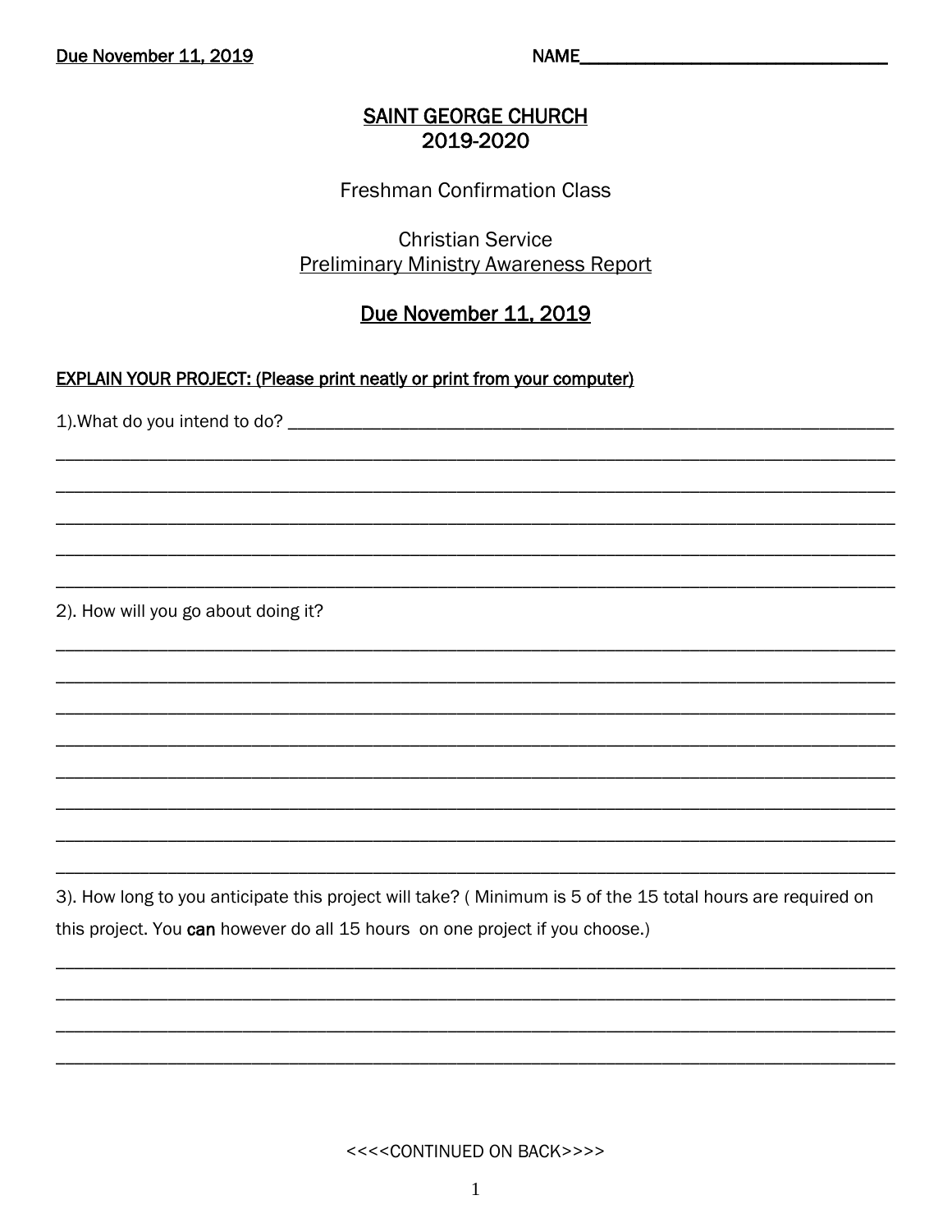<u>Due November 11, 2019</u> NAME_______________________________

# <u>SAINT GEORGE CHURCH</u>
# 2019-2020

## Freshman Confirmation Class

## Christian Service
## <u>Preliminary Ministry Awareness Report</u>

## <u>Due November 11, 2019</u>

**<u>EXPLAIN YOUR PROJECT: (Please print neatly or print from your computer)</u>**

1).What do you intend to do? ____________________________________________________________

____________________________________________________________________________________

____________________________________________________________________________________

____________________________________________________________________________________

____________________________________________________________________________________

____________________________________________________________________________________

2). How will you go about doing it?

____________________________________________________________________________________

____________________________________________________________________________________

____________________________________________________________________________________

____________________________________________________________________________________

____________________________________________________________________________________

____________________________________________________________________________________

____________________________________________________________________________________

____________________________________________________________________________________

3). How long to you anticipate this project will take? ( Minimum is 5 of the 15 total hours are required on this project. You **can** however do all 15 hours on one project if you choose.)

____________________________________________________________________________________

____________________________________________________________________________________

____________________________________________________________________________________

____________________________________________________________________________________

<<<<CONTINUED ON BACK>>>>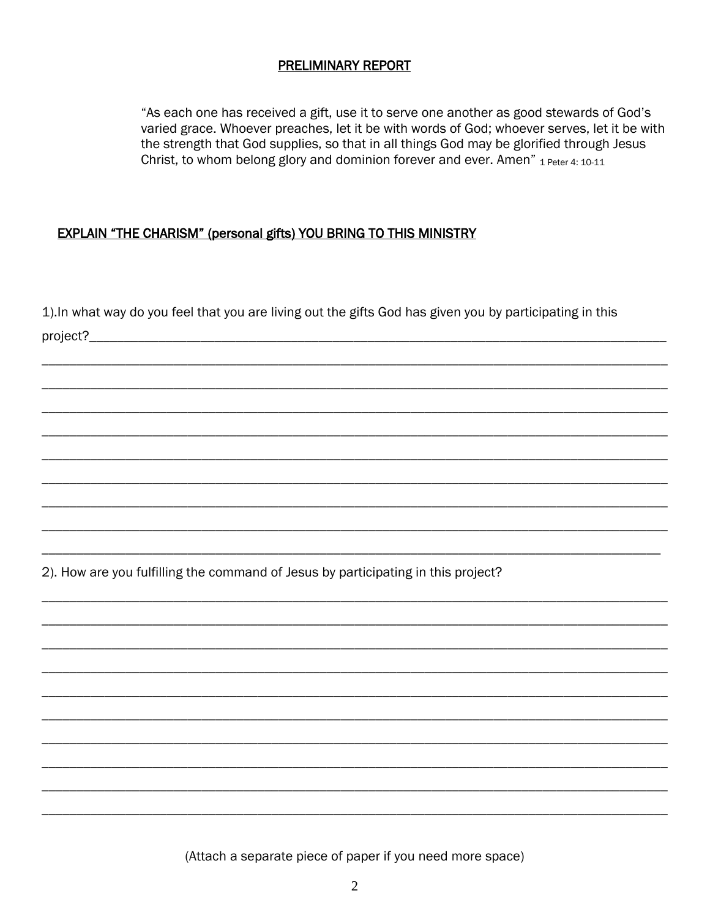## PRELIMINARY REPORT

> "As each one has received a gift, use it to serve one another as good stewards of God's varied grace. Whoever preaches, let it be with words of God; whoever serves, let it be with the strength that God supplies, so that in all things God may be glorified through Jesus Christ, to whom belong glory and dominion forever and ever. Amen" 1 Peter 4: 10-11

### EXPLAIN "THE CHARISM" (personal gifts) YOU BRING TO THIS MINISTRY

1). In what way do you feel that you are living out the gifts God has given you by participating in this project?\_\_\_\_\_\_\_\_\_\_\_\_\_\_\_\_\_\_\_\_\_\_\_\_\_\_\_\_\_\_\_\_\_\_\_\_\_\_\_\_\_\_\_\_\_\_\_\_\_\_\_\_\_\_\_\_\_\_\_\_\_\_\_\_\_\_\_\_\_\_

\_\_\_\_\_\_\_\_\_\_\_\_\_\_\_\_\_\_\_\_\_\_\_\_\_\_\_\_\_\_\_\_\_\_\_\_\_\_\_\_\_\_\_\_\_\_\_\_\_\_\_\_\_\_\_\_\_\_\_\_\_\_\_\_\_\_\_\_\_\_\_\_\_\_\_\_\_\_\_\_\_\_

\_\_\_\_\_\_\_\_\_\_\_\_\_\_\_\_\_\_\_\_\_\_\_\_\_\_\_\_\_\_\_\_\_\_\_\_\_\_\_\_\_\_\_\_\_\_\_\_\_\_\_\_\_\_\_\_\_\_\_\_\_\_\_\_\_\_\_\_\_\_\_\_\_\_\_\_\_\_\_\_\_\_

\_\_\_\_\_\_\_\_\_\_\_\_\_\_\_\_\_\_\_\_\_\_\_\_\_\_\_\_\_\_\_\_\_\_\_\_\_\_\_\_\_\_\_\_\_\_\_\_\_\_\_\_\_\_\_\_\_\_\_\_\_\_\_\_\_\_\_\_\_\_\_\_\_\_\_\_\_\_\_\_\_\_

\_\_\_\_\_\_\_\_\_\_\_\_\_\_\_\_\_\_\_\_\_\_\_\_\_\_\_\_\_\_\_\_\_\_\_\_\_\_\_\_\_\_\_\_\_\_\_\_\_\_\_\_\_\_\_\_\_\_\_\_\_\_\_\_\_\_\_\_\_\_\_\_\_\_\_\_\_\_\_\_\_\_

\_\_\_\_\_\_\_\_\_\_\_\_\_\_\_\_\_\_\_\_\_\_\_\_\_\_\_\_\_\_\_\_\_\_\_\_\_\_\_\_\_\_\_\_\_\_\_\_\_\_\_\_\_\_\_\_\_\_\_\_\_\_\_\_\_\_\_\_\_\_\_\_\_\_\_\_\_\_\_\_\_\_

\_\_\_\_\_\_\_\_\_\_\_\_\_\_\_\_\_\_\_\_\_\_\_\_\_\_\_\_\_\_\_\_\_\_\_\_\_\_\_\_\_\_\_\_\_\_\_\_\_\_\_\_\_\_\_\_\_\_\_\_\_\_\_\_\_\_\_\_\_\_\_\_\_\_\_\_\_\_\_\_\_\_

\_\_\_\_\_\_\_\_\_\_\_\_\_\_\_\_\_\_\_\_\_\_\_\_\_\_\_\_\_\_\_\_\_\_\_\_\_\_\_\_\_\_\_\_\_\_\_\_\_\_\_\_\_\_\_\_\_\_\_\_\_\_\_\_\_\_\_\_\_\_\_\_\_\_\_\_\_\_\_\_\_\_

\_\_\_\_\_\_\_\_\_\_\_\_\_\_\_\_\_\_\_\_\_\_\_\_\_\_\_\_\_\_\_\_\_\_\_\_\_\_\_\_\_\_\_\_\_\_\_\_\_\_\_\_\_\_\_\_\_\_\_\_\_\_\_\_\_\_\_\_\_\_\_\_\_\_\_\_\_\_\_\_\_\_

\_\_\_\_\_\_\_\_\_\_\_\_\_\_\_\_\_\_\_\_\_\_\_\_\_\_\_\_\_\_\_\_\_\_\_\_\_\_\_\_\_\_\_\_\_\_\_\_\_\_\_\_\_\_\_\_\_\_\_\_\_\_\_\_\_\_\_\_\_\_\_\_\_\_\_\_\_\_\_\_\_\_

2). How are you fulfilling the command of Jesus by participating in this project?

\_\_\_\_\_\_\_\_\_\_\_\_\_\_\_\_\_\_\_\_\_\_\_\_\_\_\_\_\_\_\_\_\_\_\_\_\_\_\_\_\_\_\_\_\_\_\_\_\_\_\_\_\_\_\_\_\_\_\_\_\_\_\_\_\_\_\_\_\_\_\_\_\_\_\_\_\_\_\_\_\_\_

\_\_\_\_\_\_\_\_\_\_\_\_\_\_\_\_\_\_\_\_\_\_\_\_\_\_\_\_\_\_\_\_\_\_\_\_\_\_\_\_\_\_\_\_\_\_\_\_\_\_\_\_\_\_\_\_\_\_\_\_\_\_\_\_\_\_\_\_\_\_\_\_\_\_\_\_\_\_\_\_\_\_

\_\_\_\_\_\_\_\_\_\_\_\_\_\_\_\_\_\_\_\_\_\_\_\_\_\_\_\_\_\_\_\_\_\_\_\_\_\_\_\_\_\_\_\_\_\_\_\_\_\_\_\_\_\_\_\_\_\_\_\_\_\_\_\_\_\_\_\_\_\_\_\_\_\_\_\_\_\_\_\_\_\_

\_\_\_\_\_\_\_\_\_\_\_\_\_\_\_\_\_\_\_\_\_\_\_\_\_\_\_\_\_\_\_\_\_\_\_\_\_\_\_\_\_\_\_\_\_\_\_\_\_\_\_\_\_\_\_\_\_\_\_\_\_\_\_\_\_\_\_\_\_\_\_\_\_\_\_\_\_\_\_\_\_\_

\_\_\_\_\_\_\_\_\_\_\_\_\_\_\_\_\_\_\_\_\_\_\_\_\_\_\_\_\_\_\_\_\_\_\_\_\_\_\_\_\_\_\_\_\_\_\_\_\_\_\_\_\_\_\_\_\_\_\_\_\_\_\_\_\_\_\_\_\_\_\_\_\_\_\_\_\_\_\_\_\_\_

\_\_\_\_\_\_\_\_\_\_\_\_\_\_\_\_\_\_\_\_\_\_\_\_\_\_\_\_\_\_\_\_\_\_\_\_\_\_\_\_\_\_\_\_\_\_\_\_\_\_\_\_\_\_\_\_\_\_\_\_\_\_\_\_\_\_\_\_\_\_\_\_\_\_\_\_\_\_\_\_\_\_

\_\_\_\_\_\_\_\_\_\_\_\_\_\_\_\_\_\_\_\_\_\_\_\_\_\_\_\_\_\_\_\_\_\_\_\_\_\_\_\_\_\_\_\_\_\_\_\_\_\_\_\_\_\_\_\_\_\_\_\_\_\_\_\_\_\_\_\_\_\_\_\_\_\_\_\_\_\_\_\_\_\_

\_\_\_\_\_\_\_\_\_\_\_\_\_\_\_\_\_\_\_\_\_\_\_\_\_\_\_\_\_\_\_\_\_\_\_\_\_\_\_\_\_\_\_\_\_\_\_\_\_\_\_\_\_\_\_\_\_\_\_\_\_\_\_\_\_\_\_\_\_\_\_\_\_\_\_\_\_\_\_\_\_\_

\_\_\_\_\_\_\_\_\_\_\_\_\_\_\_\_\_\_\_\_\_\_\_\_\_\_\_\_\_\_\_\_\_\_\_\_\_\_\_\_\_\_\_\_\_\_\_\_\_\_\_\_\_\_\_\_\_\_\_\_\_\_\_\_\_\_\_\_\_\_\_\_\_\_\_\_\_\_\_\_\_\_

\_\_\_\_\_\_\_\_\_\_\_\_\_\_\_\_\_\_\_\_\_\_\_\_\_\_\_\_\_\_\_\_\_\_\_\_\_\_\_\_\_\_\_\_\_\_\_\_\_\_\_\_\_\_\_\_\_\_\_\_\_\_\_\_\_\_\_\_\_\_\_\_\_\_\_\_\_\_\_\_\_\_

(Attach a separate piece of paper if you need more space)